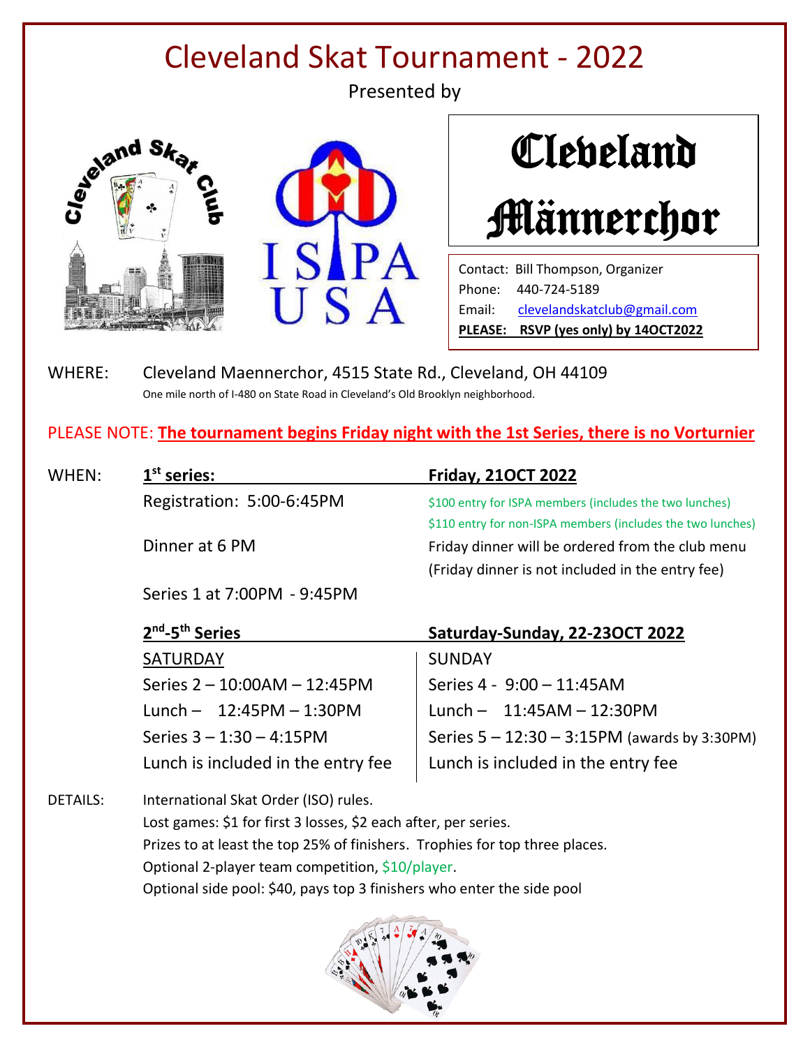# Cleveland Skat Tournament - 2022

Presented by

Cleveland Skat Club

ISPA USA

**Cleveland Männerchor**

Contact: Bill Thompson, Organizer
Phone: 440-724-5189
Email: clevelandskatclub@gmail.com
**PLEASE: RSVP (yes only) by 14OCT2022**

WHERE: Cleveland Maennerchor, 4515 State Rd., Cleveland, OH 44109
One mile north of I-480 on State Road in Cleveland's Old Brooklyn neighborhood.

PLEASE NOTE: **The tournament begins Friday night with the 1st Series, there is no Vorturnier**

WHEN:

**1st series: Friday, 21OCT 2022**

Registration: 5:00-6:45PM
$100 entry for ISPA members (includes the two lunches)
$110 entry for non-ISPA members (includes the two lunches)

Dinner at 6 PM
Friday dinner will be ordered from the club menu
(Friday dinner is not included in the entry fee)

Series 1 at 7:00PM - 9:45PM

**2nd-5th Series Saturday-Sunday, 22-23OCT 2022**

| SATURDAY | SUNDAY |
|---|---|
| Series 2 – 10:00AM – 12:45PM | Series 4 - 9:00 – 11:45AM |
| Lunch – 12:45PM – 1:30PM | Lunch – 11:45AM – 12:30PM |
| Series 3 – 1:30 – 4:15PM | Series 5 – 12:30 – 3:15PM (awards by 3:30PM) |
| Lunch is included in the entry fee | Lunch is included in the entry fee |

DETAILS:

International Skat Order (ISO) rules.
Lost games: $1 for first 3 losses, $2 each after, per series.
Prizes to at least the top 25% of finishers. Trophies for top three places.
Optional 2-player team competition, $10/player.
Optional side pool: $40, pays top 3 finishers who enter the side pool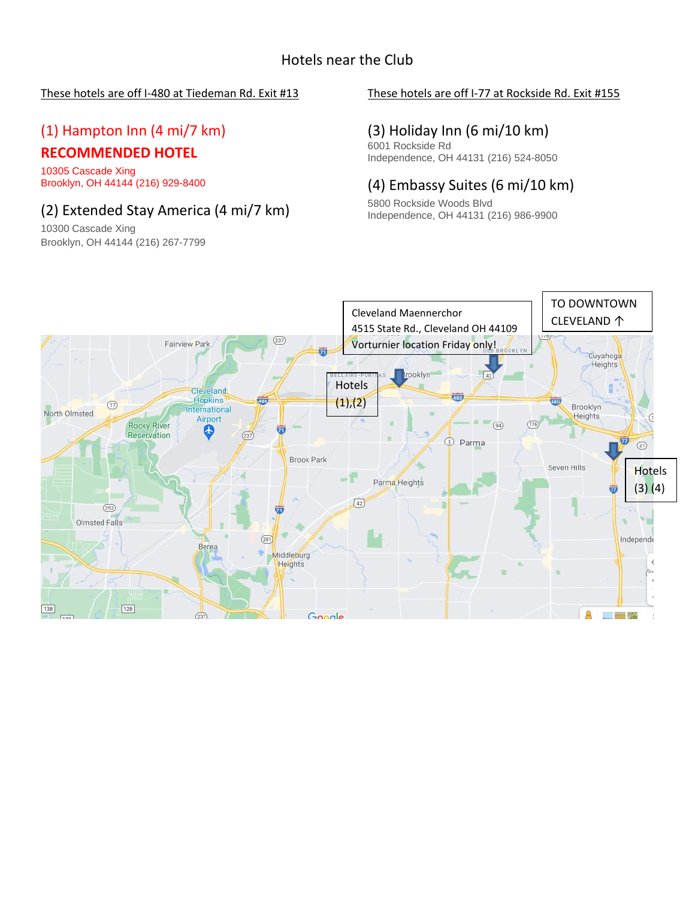# Hotels near the Club

These hotels are off I-480 at Tiedeman Rd. Exit #13

## (1) Hampton Inn (4 mi/7 km)

**RECOMMENDED HOTEL**

10305 Cascade Xing
Brooklyn, OH 44144 (216) 929-8400

## (2) Extended Stay America (4 mi/7 km)

10300 Cascade Xing
Brooklyn, OH 44144 (216) 267-7799

These hotels are off I-77 at Rockside Rd. Exit #155

## (3) Holiday Inn (6 mi/10 km)

6001 Rockside Rd
Independence, OH 44131 (216) 524-8050

## (4) Embassy Suites (6 mi/10 km)

5800 Rockside Woods Blvd
Independence, OH 44131 (216) 986-9900

Cleveland Maennerchor
4515 State Rd., Cleveland OH 44109
Vorturnier location Friday only!

TO DOWNTOWN CLEVELAND ↑

Hotels (1),(2)

Hotels (3) (4)

Fairview Park
North Olmsted
Cleveland Hopkins International Airport
Rocky River Reservation
Brook Park
Parma
Parma Heights
Brooklyn
Old Brooklyn
Bellaire-Puritas
Cuyahoga Heights
Brooklyn Heights
Seven Hills
Olmsted Falls
Berea
Middleburg Heights
Independe
Google